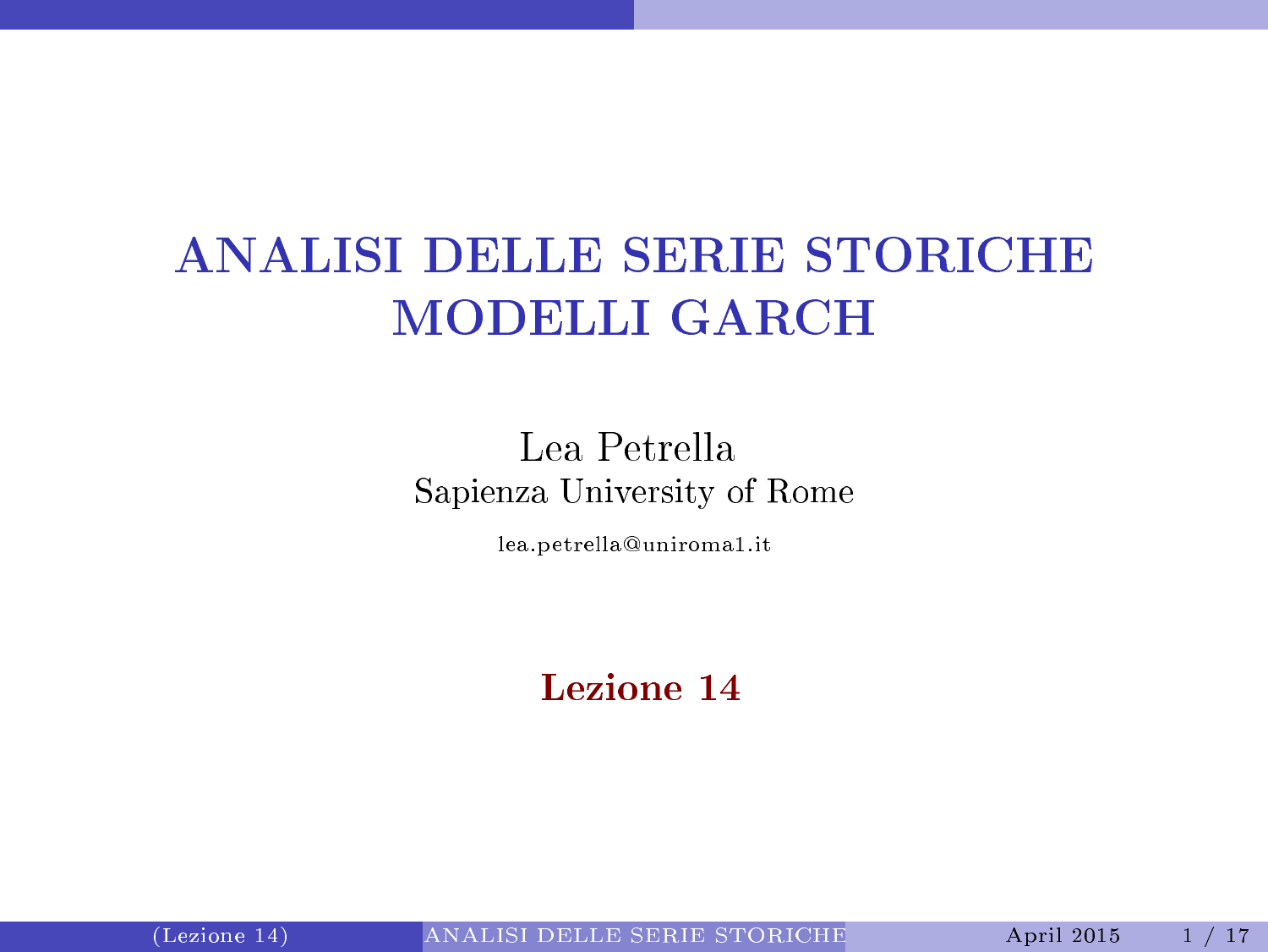# ANALISI DELLE SERIE STORICHE
# MODELLI GARCH

Lea Petrella
Sapienza University of Rome

lea.petrella@uniroma1.it

**Lezione 14**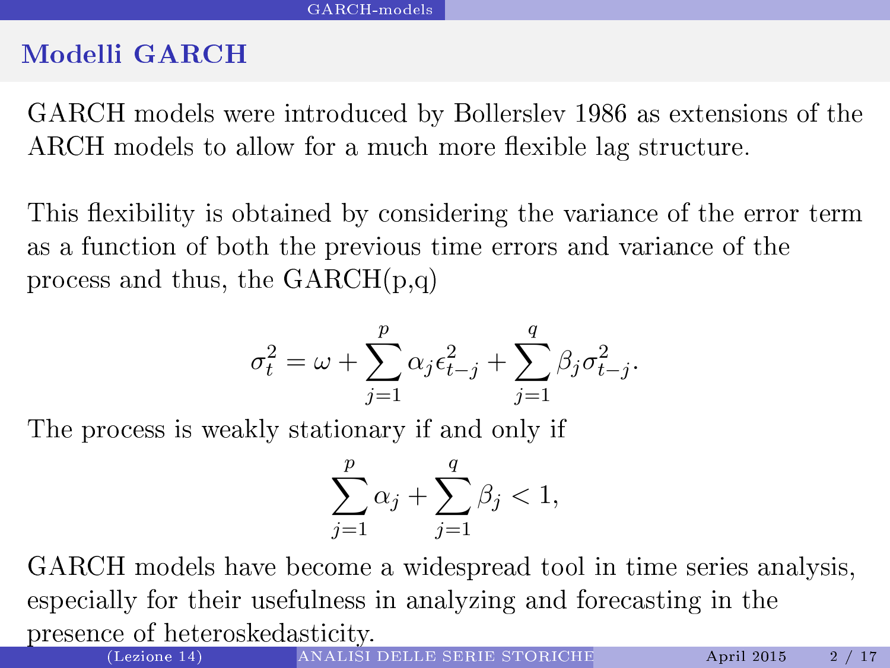## Modelli GARCH

GARCH models were introduced by Bollerslev 1986 as extensions of the ARCH models to allow for a much more flexible lag structure.

This flexibility is obtained by considering the variance of the error term as a function of both the previous time errors and variance of the process and thus, the GARCH(p,q)

$$\sigma_t^2 = \omega + \sum_{j=1}^{p} \alpha_j \epsilon_{t-j}^2 + \sum_{j=1}^{q} \beta_j \sigma_{t-j}^2.$$

The process is weakly stationary if and only if

$$\sum_{j=1}^{p} \alpha_j + \sum_{j=1}^{q} \beta_j < 1,$$

GARCH models have become a widespread tool in time series analysis, especially for their usefulness in analyzing and forecasting in the presence of heteroskedasticity.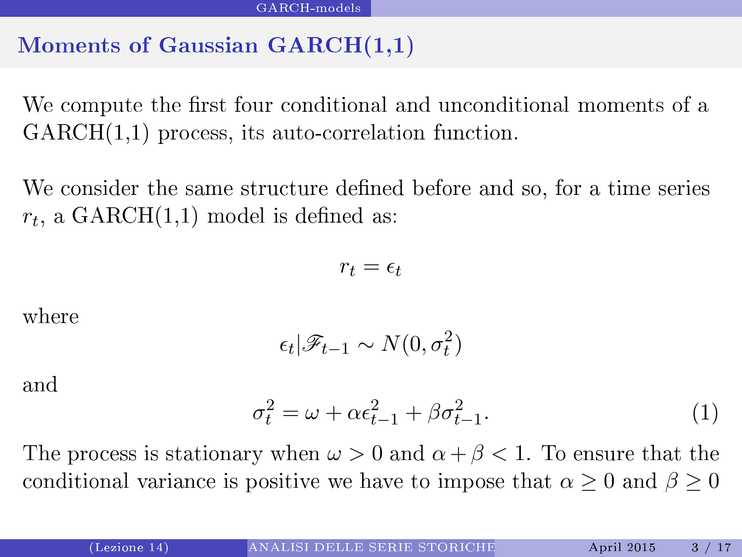## Moments of Gaussian GARCH(1,1)

We compute the first four conditional and unconditional moments of a GARCH(1,1) process, its auto-correlation function.

We consider the same structure defined before and so, for a time series $r_t$, a GARCH(1,1) model is defined as:

$$r_t = \epsilon_t$$

where

$$\epsilon_t | \mathscr{F}_{t-1} \sim N(0, \sigma_t^2)$$

and

$$\sigma_t^2 = \omega + \alpha \epsilon_{t-1}^2 + \beta \sigma_{t-1}^2. \tag{1}$$

The process is stationary when $\omega > 0$ and $\alpha + \beta < 1$. To ensure that the conditional variance is positive we have to impose that $\alpha \geq 0$ and $\beta \geq 0$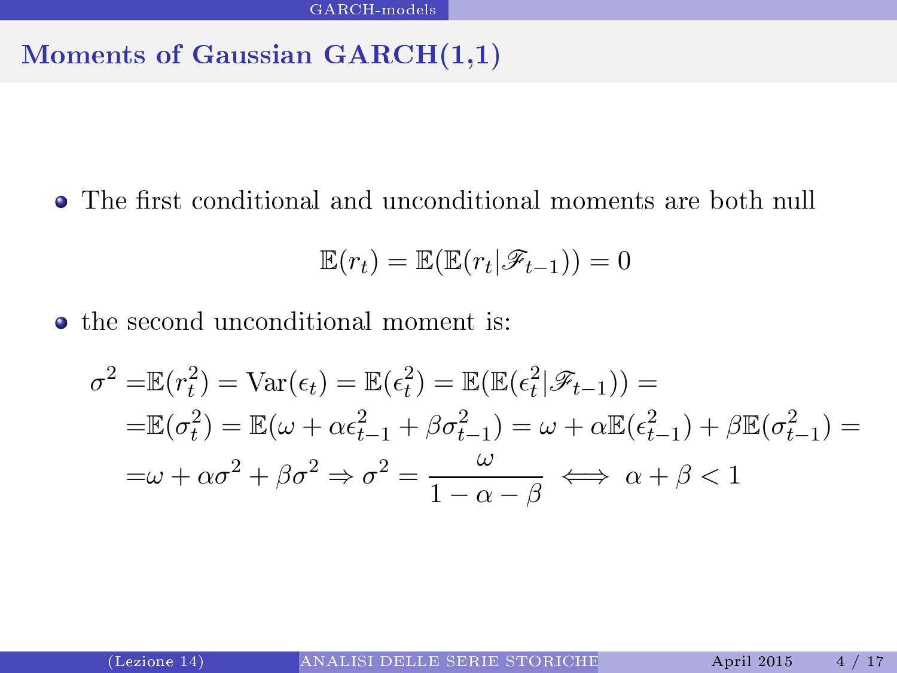## Moments of Gaussian GARCH(1,1)

- The first conditional and unconditional moments are both null

$$\mathbb{E}(r_t) = \mathbb{E}(\mathbb{E}(r_t|\mathscr{F}_{t-1})) = 0$$

- the second unconditional moment is:

$$\begin{aligned}
\sigma^2 =& \mathbb{E}(r_t^2) = \mathrm{Var}(\epsilon_t) = \mathbb{E}(\epsilon_t^2) = \mathbb{E}(\mathbb{E}(\epsilon_t^2|\mathscr{F}_{t-1})) = \\
=& \mathbb{E}(\sigma_t^2) = \mathbb{E}(\omega + \alpha\epsilon_{t-1}^2 + \beta\sigma_{t-1}^2) = \omega + \alpha\mathbb{E}(\epsilon_{t-1}^2) + \beta\mathbb{E}(\sigma_{t-1}^2) = \\
=& \omega + \alpha\sigma^2 + \beta\sigma^2 \Rightarrow \sigma^2 = \frac{\omega}{1-\alpha-\beta} \iff \alpha + \beta < 1
\end{aligned}$$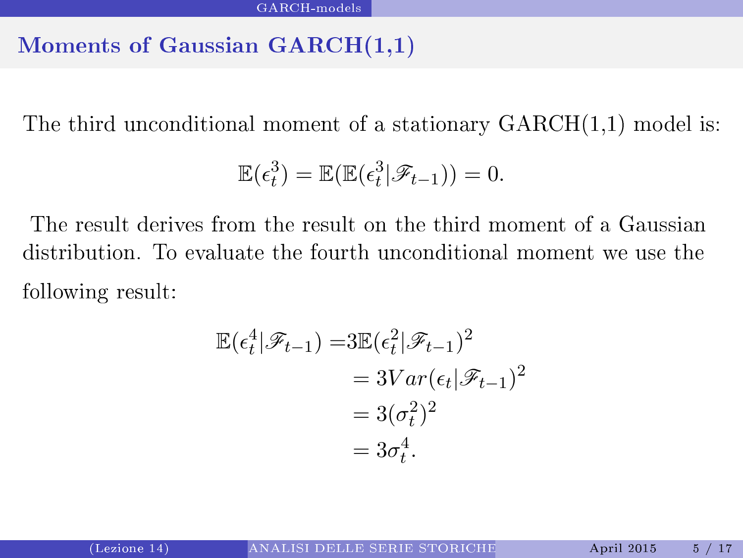## Moments of Gaussian GARCH(1,1)

The third unconditional moment of a stationary GARCH(1,1) model is:

$$\mathbb{E}(\epsilon_t^3) = \mathbb{E}(\mathbb{E}(\epsilon_t^3 | \mathscr{F}_{t-1})) = 0.$$

The result derives from the result on the third moment of a Gaussian distribution. To evaluate the fourth unconditional moment we use the following result:

$$\begin{aligned}
\mathbb{E}(\epsilon_t^4 | \mathscr{F}_{t-1}) =& 3\mathbb{E}(\epsilon_t^2 | \mathscr{F}_{t-1})^2 \\
&= 3Var(\epsilon_t | \mathscr{F}_{t-1})^2 \\
&= 3(\sigma_t^2)^2 \\
&= 3\sigma_t^4.
\end{aligned}$$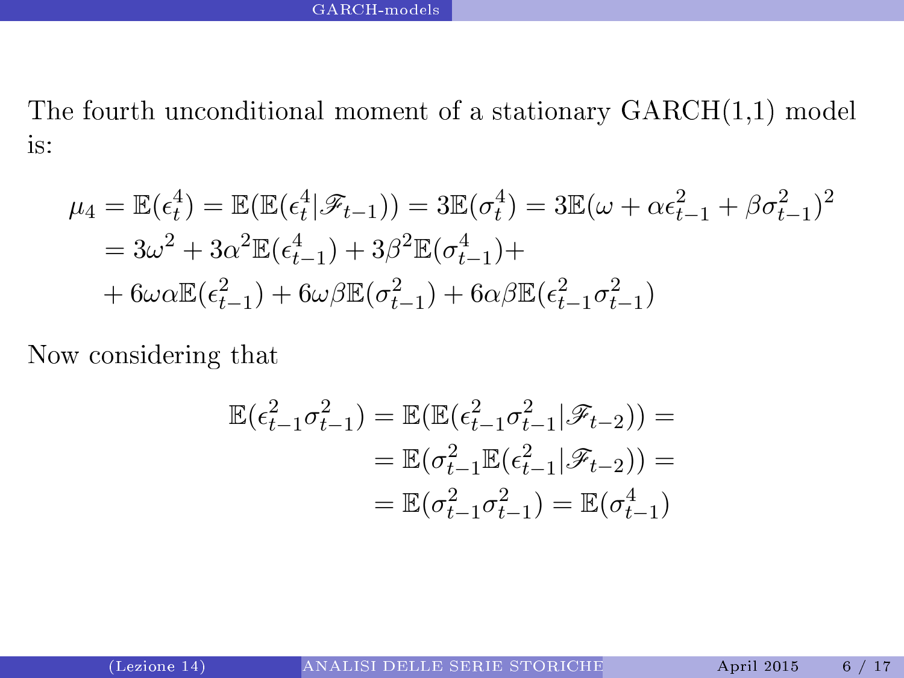The fourth unconditional moment of a stationary GARCH(1,1) model is:

$$
\begin{aligned}
\mu_4 &= \mathbb{E}(\epsilon_t^4) = \mathbb{E}(\mathbb{E}(\epsilon_t^4 | \mathscr{F}_{t-1})) = 3\mathbb{E}(\sigma_t^4) = 3\mathbb{E}(\omega + \alpha\epsilon_{t-1}^2 + \beta\sigma_{t-1}^2)^2 \\
&= 3\omega^2 + 3\alpha^2\mathbb{E}(\epsilon_{t-1}^4) + 3\beta^2\mathbb{E}(\sigma_{t-1}^4) + \\
&+ 6\omega\alpha\mathbb{E}(\epsilon_{t-1}^2) + 6\omega\beta\mathbb{E}(\sigma_{t-1}^2) + 6\alpha\beta\mathbb{E}(\epsilon_{t-1}^2\sigma_{t-1}^2)
\end{aligned}
$$

Now considering that

$$
\begin{aligned}
\mathbb{E}(\epsilon_{t-1}^2\sigma_{t-1}^2) &= \mathbb{E}(\mathbb{E}(\epsilon_{t-1}^2\sigma_{t-1}^2 | \mathscr{F}_{t-2})) = \\
&= \mathbb{E}(\sigma_{t-1}^2\mathbb{E}(\epsilon_{t-1}^2 | \mathscr{F}_{t-2})) = \\
&= \mathbb{E}(\sigma_{t-1}^2\sigma_{t-1}^2) = \mathbb{E}(\sigma_{t-1}^4)
\end{aligned}
$$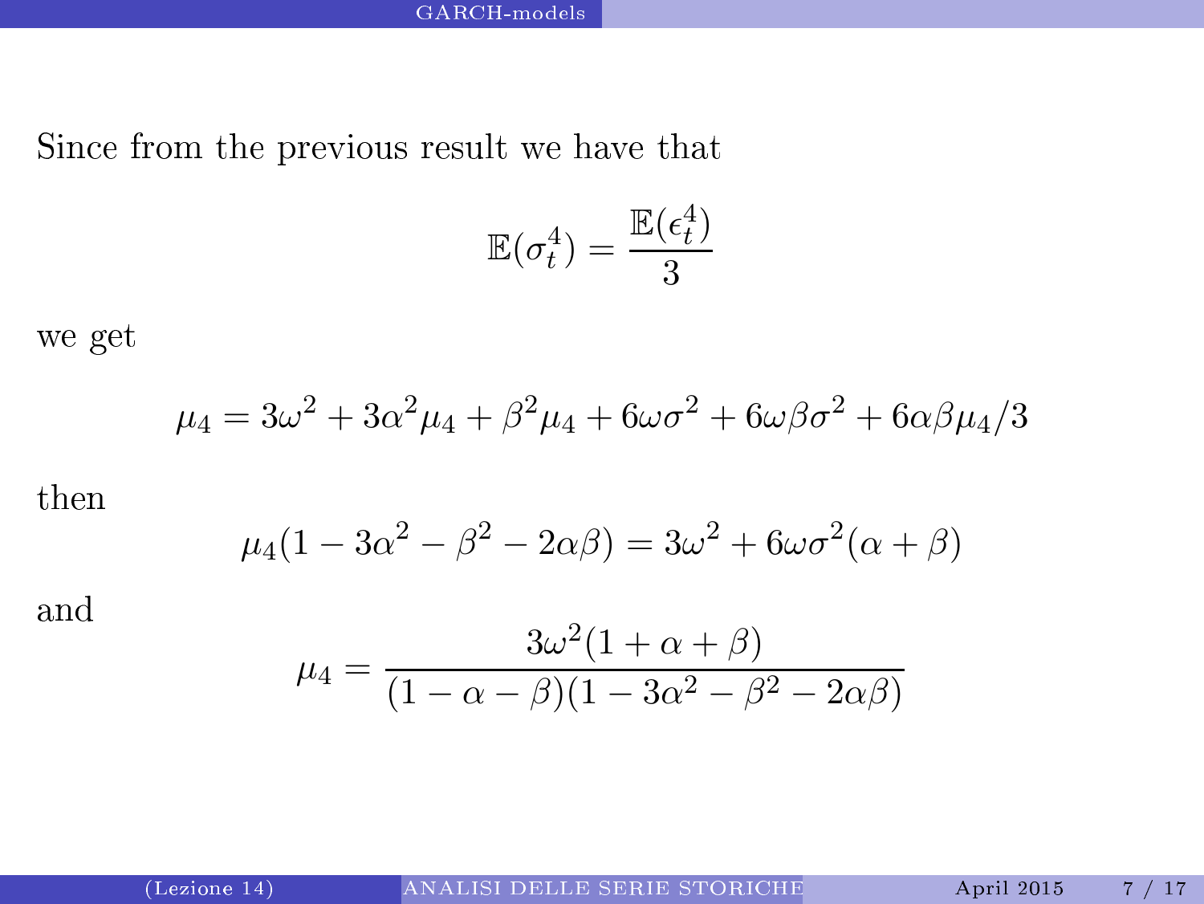Since from the previous result we have that

$$\mathbb{E}(\sigma_t^4) = \frac{\mathbb{E}(\epsilon_t^4)}{3}$$

we get

$$\mu_4 = 3\omega^2 + 3\alpha^2\mu_4 + \beta^2\mu_4 + 6\omega\sigma^2 + 6\omega\beta\sigma^2 + 6\alpha\beta\mu_4/3$$

then

$$\mu_4(1 - 3\alpha^2 - \beta^2 - 2\alpha\beta) = 3\omega^2 + 6\omega\sigma^2(\alpha + \beta)$$

and

$$\mu_4 = \frac{3\omega^2(1 + \alpha + \beta)}{(1 - \alpha - \beta)(1 - 3\alpha^2 - \beta^2 - 2\alpha\beta)}$$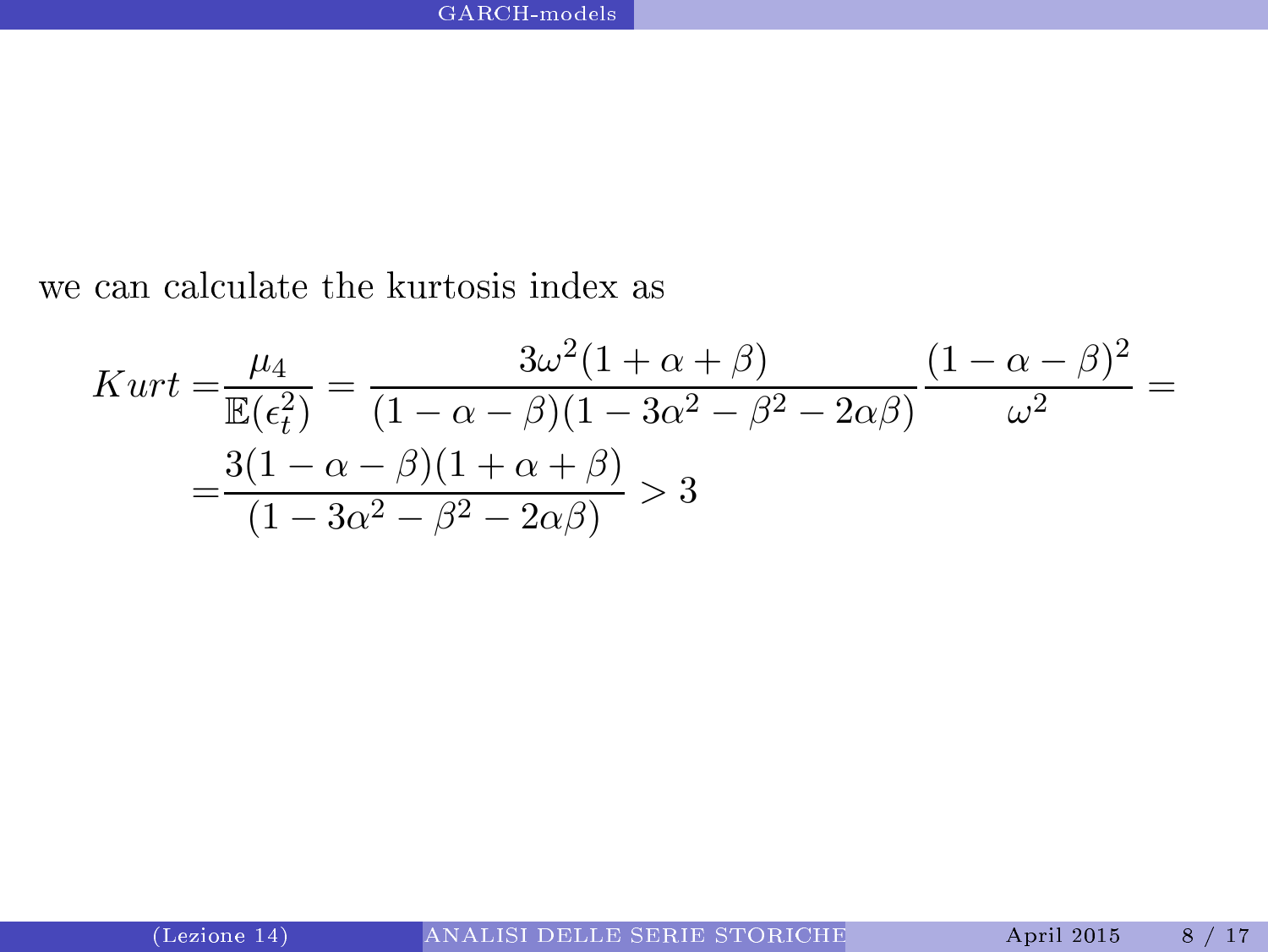we can calculate the kurtosis index as

$$
\begin{aligned}
Kurt =& \frac{\mu_4}{\mathbb{E}(\epsilon_t^2)} = \frac{3\omega^2(1+\alpha+\beta)}{(1-\alpha-\beta)(1-3\alpha^2-\beta^2-2\alpha\beta)} \frac{(1-\alpha-\beta)^2}{\omega^2} = \\
=& \frac{3(1-\alpha-\beta)(1+\alpha+\beta)}{(1-3\alpha^2-\beta^2-2\alpha\beta)} > 3
\end{aligned}
$$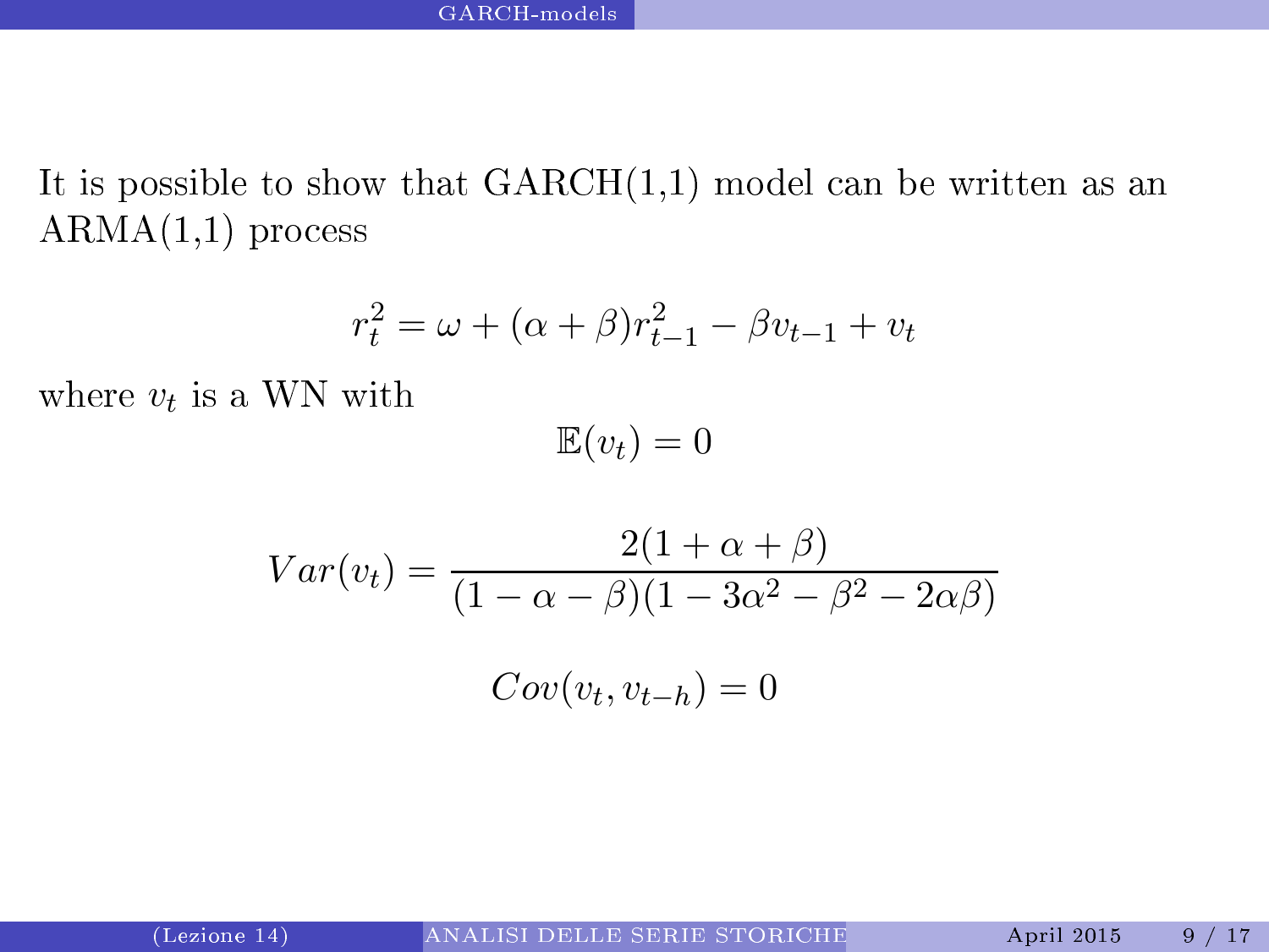It is possible to show that GARCH(1,1) model can be written as an ARMA(1,1) process

$$r_t^2 = \omega + (\alpha + \beta) r_{t-1}^2 - \beta v_{t-1} + v_t$$

where $v_t$ is a WN with

$$\mathbb{E}(v_t) = 0$$

$$Var(v_t) = \frac{2(1 + \alpha + \beta)}{(1 - \alpha - \beta)(1 - 3\alpha^2 - \beta^2 - 2\alpha\beta)}$$

$$Cov(v_t, v_{t-h}) = 0$$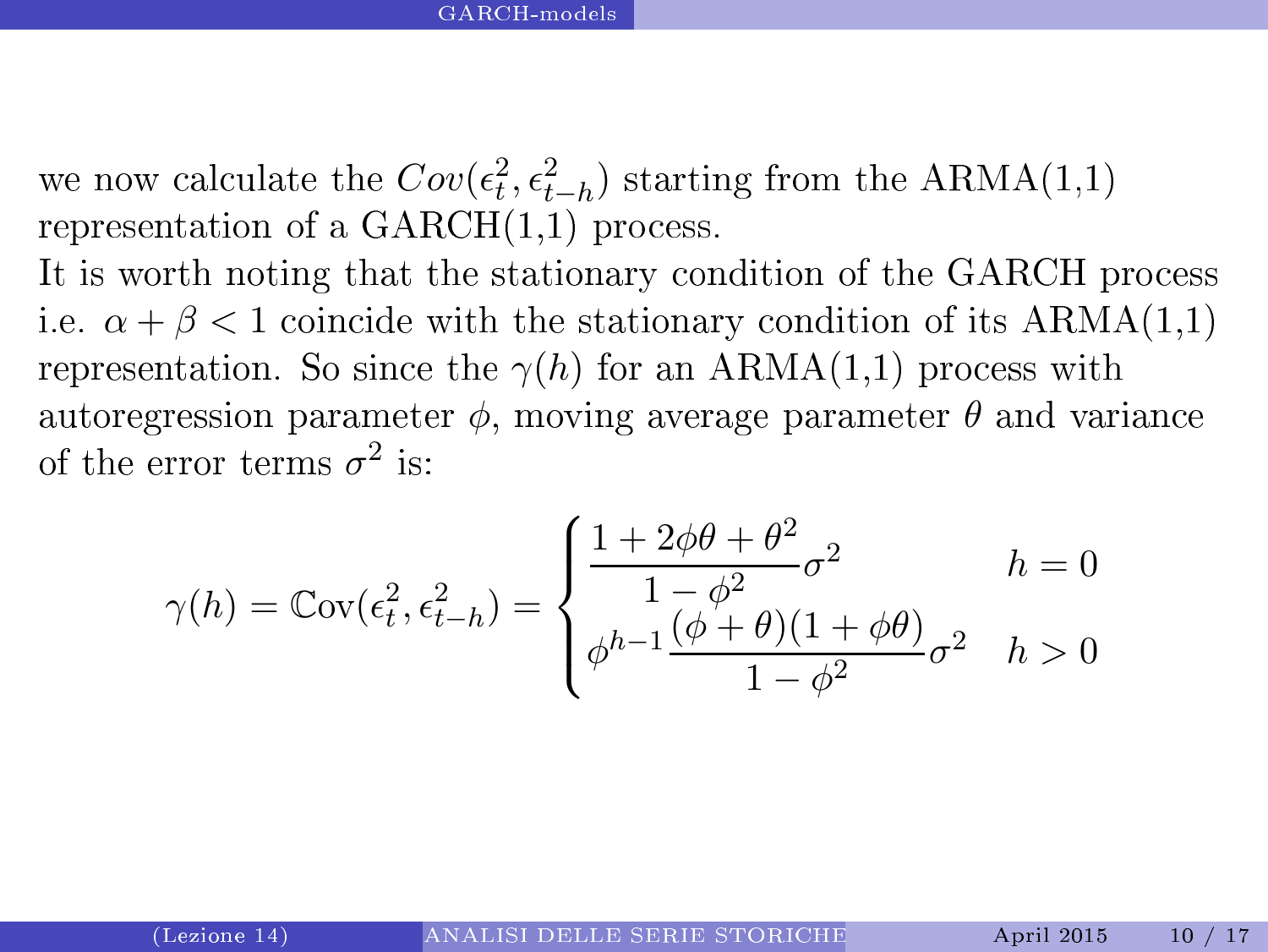we now calculate the $Cov(\epsilon_t^2, \epsilon_{t-h}^2)$ starting from the ARMA(1,1) representation of a GARCH(1,1) process.
It is worth noting that the stationary condition of the GARCH process i.e. $\alpha + \beta < 1$ coincide with the stationary condition of its ARMA(1,1) representation. So since the $\gamma(h)$ for an ARMA(1,1) process with autoregression parameter $\phi$, moving average parameter $\theta$ and variance of the error terms $\sigma^2$ is:

$$\gamma(h) = \mathbb{C}\text{ov}(\epsilon_t^2, \epsilon_{t-h}^2) = \begin{cases} \dfrac{1 + 2\phi\theta + \theta^2}{1 - \phi^2}\sigma^2 & h = 0 \\ \phi^{h-1}\dfrac{(\phi + \theta)(1 + \phi\theta)}{1 - \phi^2}\sigma^2 & h > 0 \end{cases}$$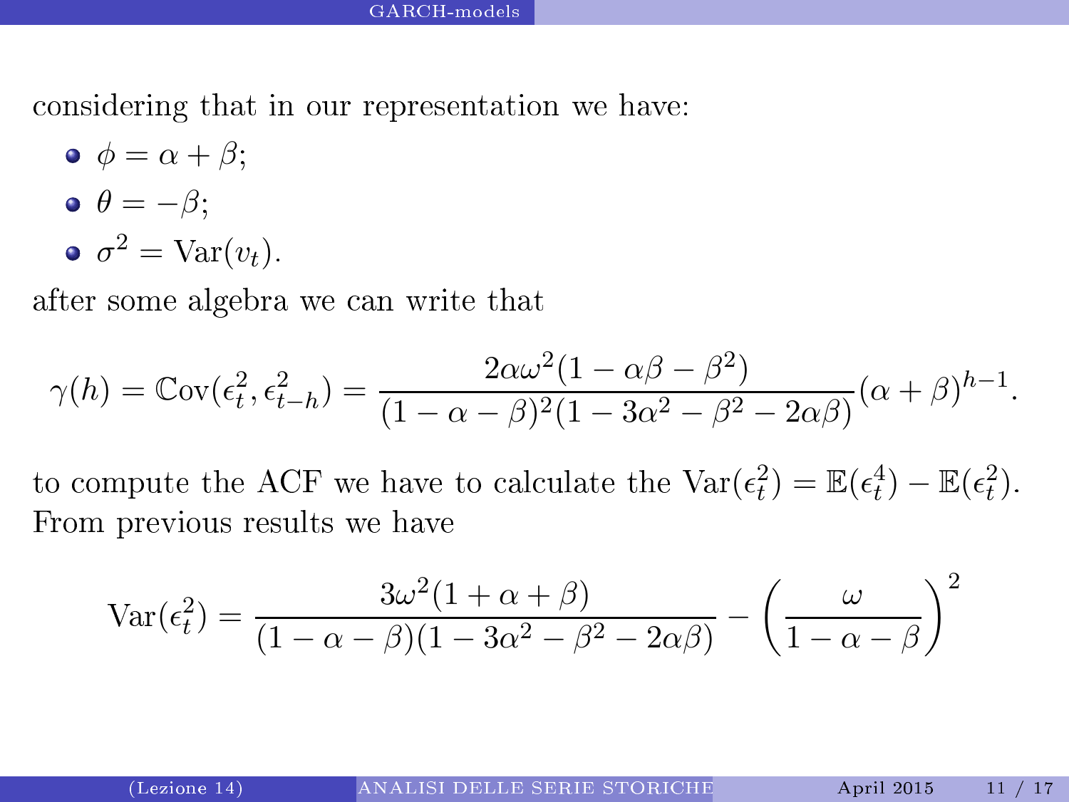considering that in our representation we have:

- $\phi = \alpha + \beta$;
- $\theta = -\beta$;
- $\sigma^2 = \text{Var}(v_t)$.

after some algebra we can write that

$$\gamma(h) = \mathbb{C}\text{ov}(\epsilon_t^2, \epsilon_{t-h}^2) = \frac{2\alpha\omega^2(1 - \alpha\beta - \beta^2)}{(1 - \alpha - \beta)^2(1 - 3\alpha^2 - \beta^2 - 2\alpha\beta)}(\alpha + \beta)^{h-1}.$$

to compute the ACF we have to calculate the $\text{Var}(\epsilon_t^2) = \mathbb{E}(\epsilon_t^4) - \mathbb{E}(\epsilon_t^2)$. From previous results we have

$$\text{Var}(\epsilon_t^2) = \frac{3\omega^2(1 + \alpha + \beta)}{(1 - \alpha - \beta)(1 - 3\alpha^2 - \beta^2 - 2\alpha\beta)} - \left(\frac{\omega}{1 - \alpha - \beta}\right)^2$$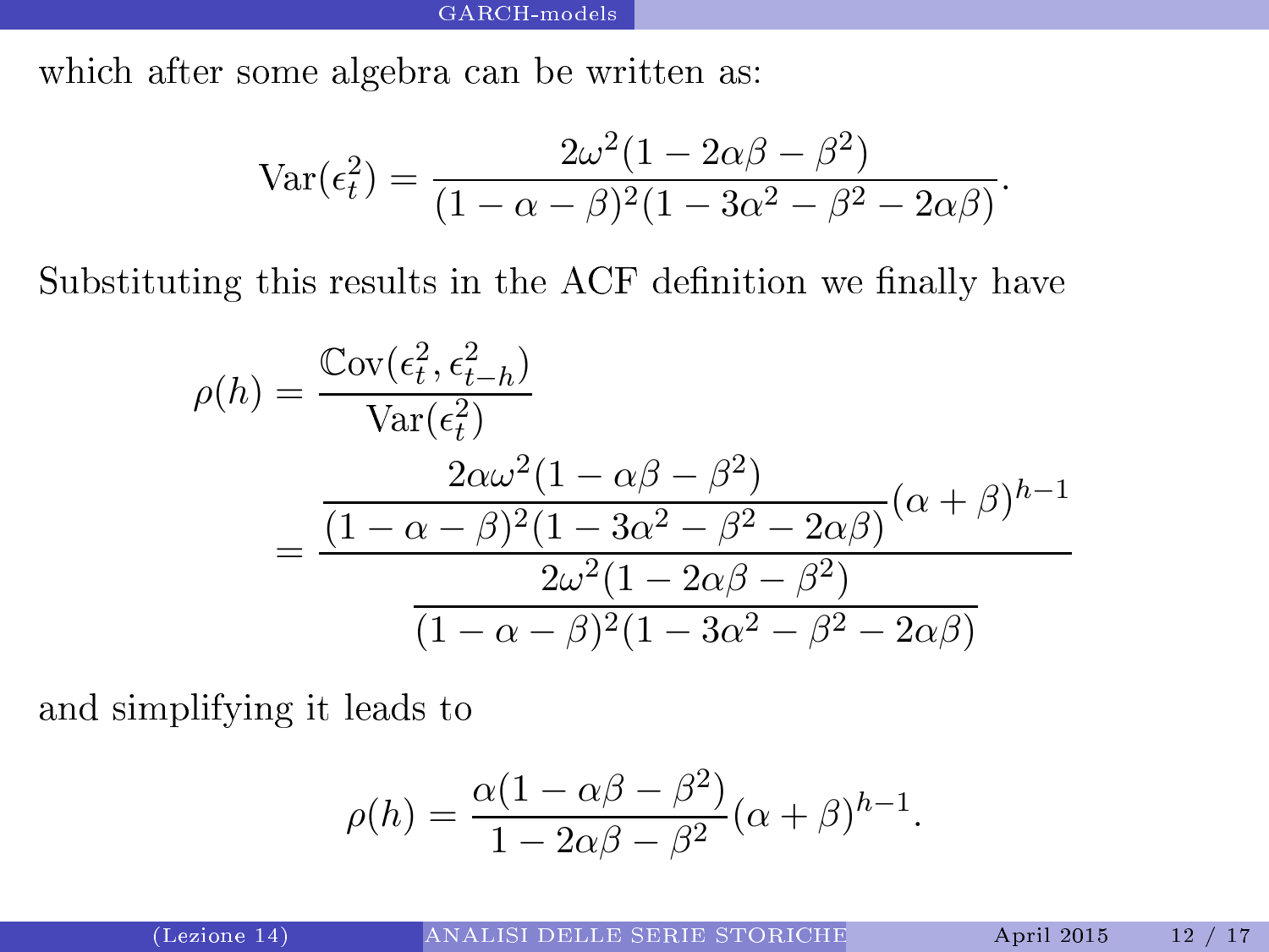which after some algebra can be written as:

$$\text{Var}(\epsilon_t^2) = \frac{2\omega^2(1 - 2\alpha\beta - \beta^2)}{(1 - \alpha - \beta)^2(1 - 3\alpha^2 - \beta^2 - 2\alpha\beta)}.$$

Substituting this results in the ACF definition we finally have

$$\rho(h) = \frac{\mathbb{C}\text{ov}(\epsilon_t^2, \epsilon_{t-h}^2)}{\text{Var}(\epsilon_t^2)}$$

$$= \frac{\dfrac{2\alpha\omega^2(1 - \alpha\beta - \beta^2)}{(1 - \alpha - \beta)^2(1 - 3\alpha^2 - \beta^2 - 2\alpha\beta)}(\alpha + \beta)^{h-1}}{\dfrac{2\omega^2(1 - 2\alpha\beta - \beta^2)}{(1 - \alpha - \beta)^2(1 - 3\alpha^2 - \beta^2 - 2\alpha\beta)}}$$

and simplifying it leads to

$$\rho(h) = \frac{\alpha(1 - \alpha\beta - \beta^2)}{1 - 2\alpha\beta - \beta^2}(\alpha + \beta)^{h-1}.$$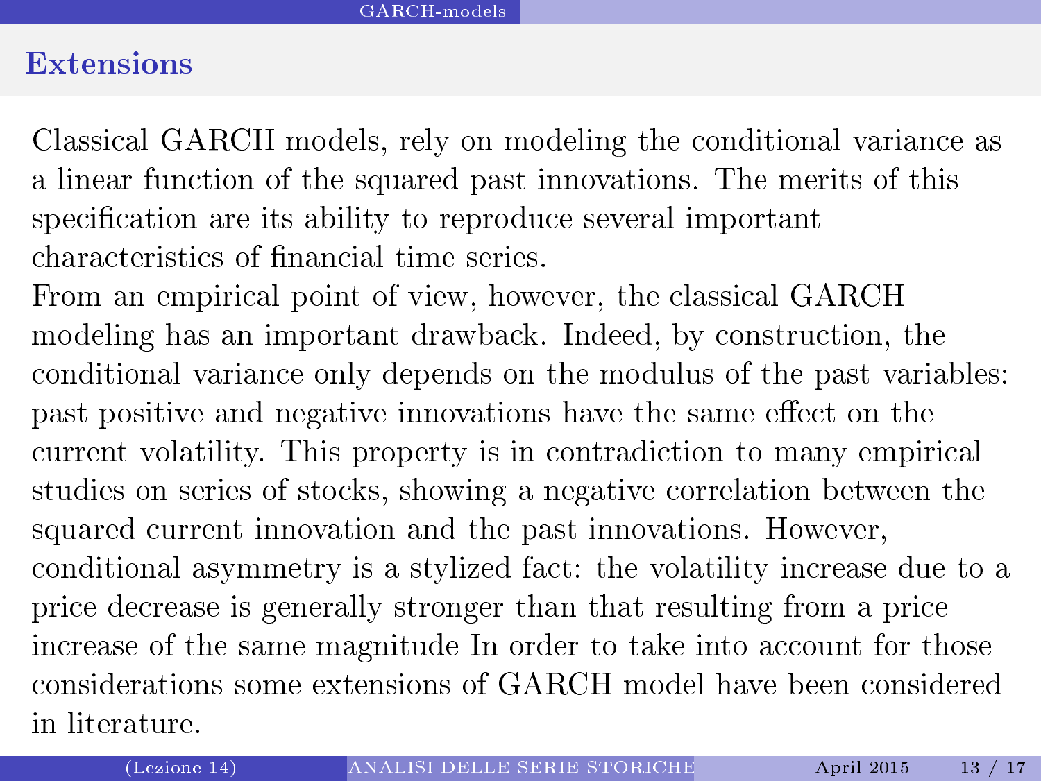## Extensions

Classical GARCH models, rely on modeling the conditional variance as a linear function of the squared past innovations. The merits of this specification are its ability to reproduce several important characteristics of financial time series.
From an empirical point of view, however, the classical GARCH modeling has an important drawback. Indeed, by construction, the conditional variance only depends on the modulus of the past variables: past positive and negative innovations have the same effect on the current volatility. This property is in contradiction to many empirical studies on series of stocks, showing a negative correlation between the squared current innovation and the past innovations. However, conditional asymmetry is a stylized fact: the volatility increase due to a price decrease is generally stronger than that resulting from a price increase of the same magnitude In order to take into account for those considerations some extensions of GARCH model have been considered in literature.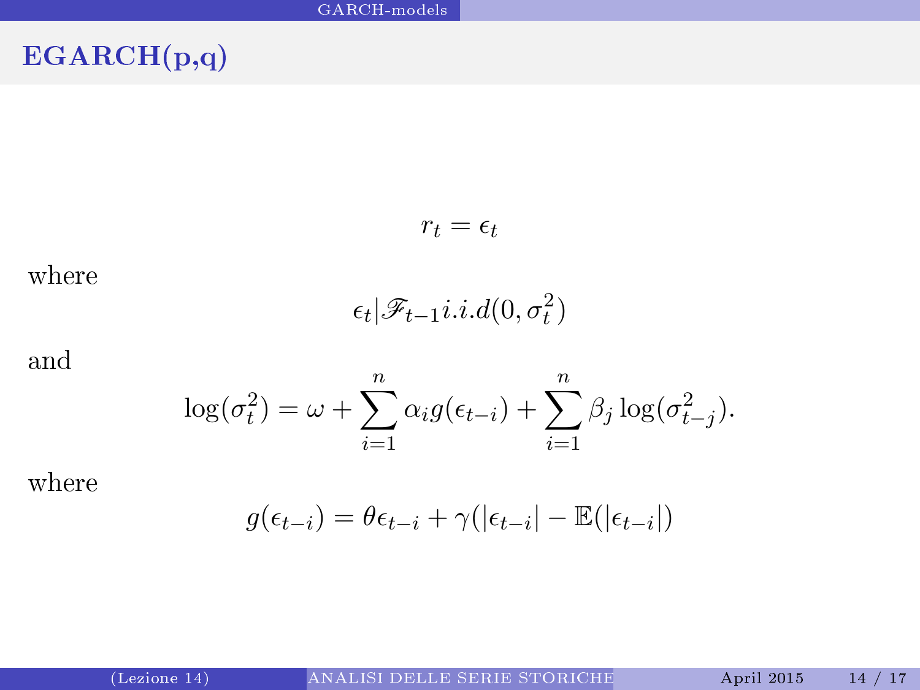## EGARCH(p,q)

$$r_t = \epsilon_t$$

where

$$\epsilon_t | \mathscr{F}_{t-1} i.i.d(0, \sigma_t^2)$$

and

$$\log(\sigma_t^2) = \omega + \sum_{i=1}^{n} \alpha_i g(\epsilon_{t-i}) + \sum_{i=1}^{n} \beta_j \log(\sigma_{t-j}^2).$$

where

$$g(\epsilon_{t-i}) = \theta \epsilon_{t-i} + \gamma(|\epsilon_{t-i}| - \mathbb{E}(|\epsilon_{t-i}|)$$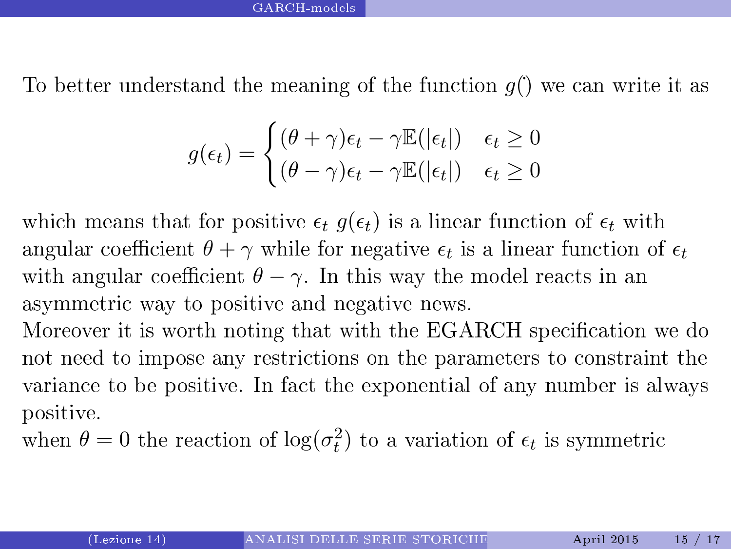To better understand the meaning of the function $g()$ we can write it as

$$g(\epsilon_t) = \begin{cases} (\theta + \gamma)\epsilon_t - \gamma\mathbb{E}(|\epsilon_t|) & \epsilon_t \geq 0 \\ (\theta - \gamma)\epsilon_t - \gamma\mathbb{E}(|\epsilon_t|) & \epsilon_t \geq 0 \end{cases}$$

which means that for positive $\epsilon_t$ $g(\epsilon_t)$ is a linear function of $\epsilon_t$ with angular coefficient $\theta + \gamma$ while for negative $\epsilon_t$ is a linear function of $\epsilon_t$ with angular coefficient $\theta - \gamma$. In this way the model reacts in an asymmetric way to positive and negative news.

Moreover it is worth noting that with the EGARCH specification we do not need to impose any restrictions on the parameters to constraint the variance to be positive. In fact the exponential of any number is always positive.

when $\theta = 0$ the reaction of $\log(\sigma_t^2)$ to a variation of $\epsilon_t$ is symmetric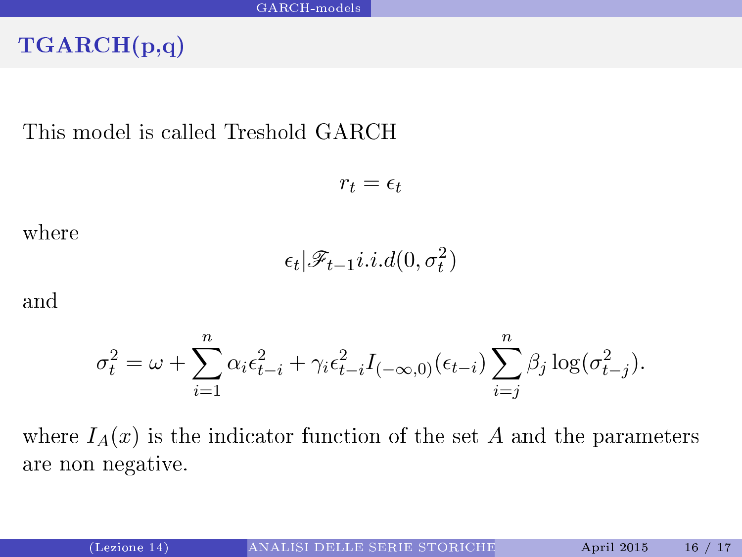## TGARCH(p,q)

This model is called Treshold GARCH

$$r_t = \epsilon_t$$

where

$$\epsilon_t | \mathscr{F}_{t-1} i.i.d(0, \sigma_t^2)$$

and

$$\sigma_t^2 = \omega + \sum_{i=1}^{n} \alpha_i \epsilon_{t-i}^2 + \gamma_i \epsilon_{t-i}^2 I_{(-\infty,0)}(\epsilon_{t-i}) \sum_{i=j}^{n} \beta_j \log(\sigma_{t-j}^2).$$

where $I_A(x)$ is the indicator function of the set $A$ and the parameters are non negative.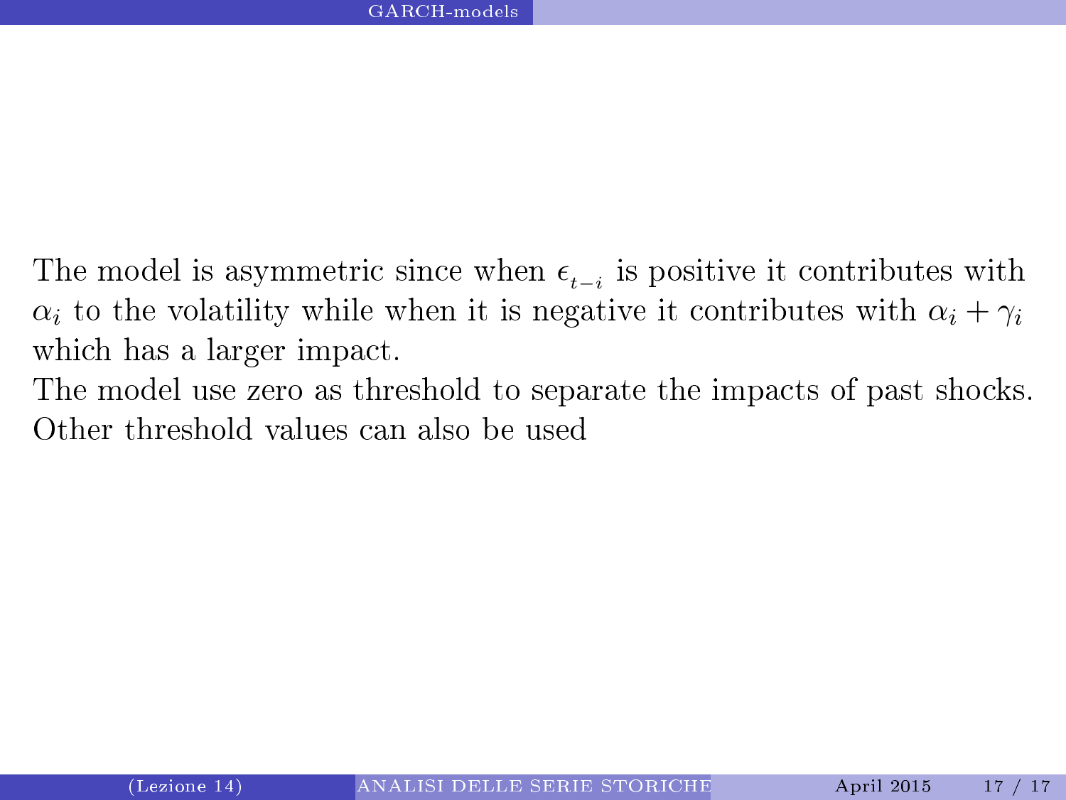The model is asymmetric since when $\epsilon_{t-i}$ is positive it contributes with $\alpha_i$ to the volatility while when it is negative it contributes with $\alpha_i + \gamma_i$ which has a larger impact.

The model use zero as threshold to separate the impacts of past shocks. Other threshold values can also be used